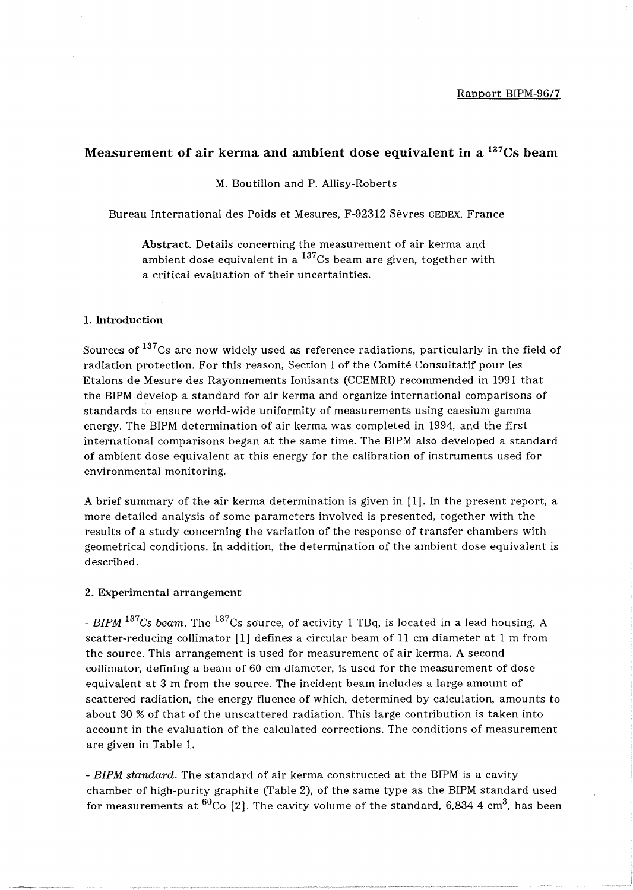Rapport BIPM-96/7

# Measurement of air kerma and ambient dose equivalent in a $^{137}$Cs beam

M. Boutillon and P. Allisy-Roberts

Bureau International des Poids et Mesures, F-92312 Sèvres CEDEX, France

**Abstract.** Details concerning the measurement of air kerma and ambient dose equivalent in a $^{137}$Cs beam are given, together with a critical evaluation of their uncertainties.

## 1. Introduction

Sources of $^{137}$Cs are now widely used as reference radiations, particularly in the field of radiation protection. For this reason, Section I of the Comité Consultatif pour les Etalons de Mesure des Rayonnements Ionisants (CCEMRI) recommended in 1991 that the BIPM develop a standard for air kerma and organize international comparisons of standards to ensure world-wide uniformity of measurements using caesium gamma energy. The BIPM determination of air kerma was completed in 1994, and the first international comparisons began at the same time. The BIPM also developed a standard of ambient dose equivalent at this energy for the calibration of instruments used for environmental monitoring.

A brief summary of the air kerma determination is given in [1]. In the present report, a more detailed analysis of some parameters involved is presented, together with the results of a study concerning the variation of the response of transfer chambers with geometrical conditions. In addition, the determination of the ambient dose equivalent is described.

## 2. Experimental arrangement

- *BIPM $^{137}$Cs beam.* The $^{137}$Cs source, of activity 1 TBq, is located in a lead housing. A scatter-reducing collimator [1] defines a circular beam of 11 cm diameter at 1 m from the source. This arrangement is used for measurement of air kerma. A second collimator, defining a beam of 60 cm diameter, is used for the measurement of dose equivalent at 3 m from the source. The incident beam includes a large amount of scattered radiation, the energy fluence of which, determined by calculation, amounts to about 30 % of that of the unscattered radiation. This large contribution is taken into account in the evaluation of the calculated corrections. The conditions of measurement are given in Table 1.

- *BIPM standard.* The standard of air kerma constructed at the BIPM is a cavity chamber of high-purity graphite (Table 2), of the same type as the BIPM standard used for measurements at $^{60}$Co [2]. The cavity volume of the standard, 6,834 4 cm$^3$, has been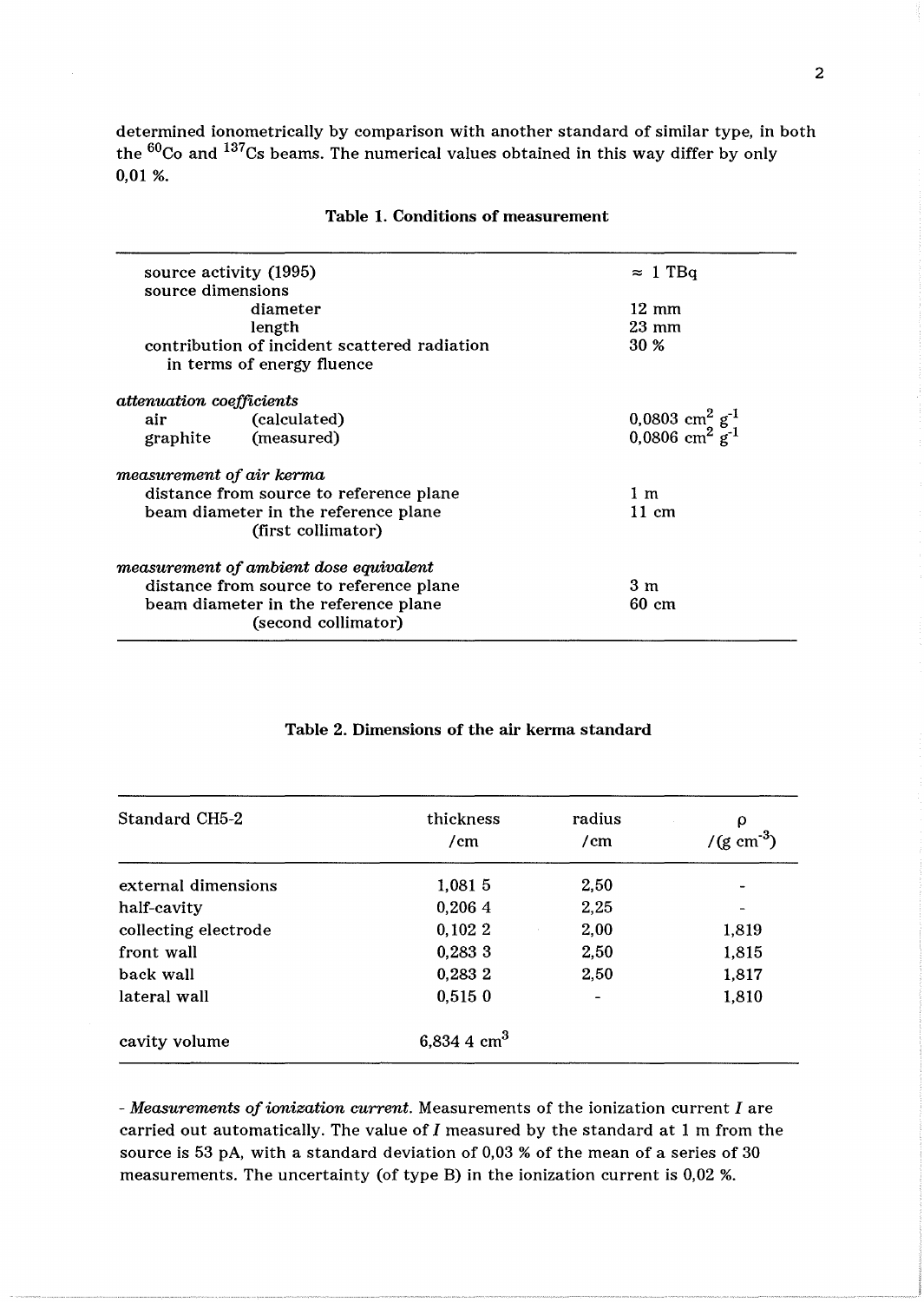determined ionometrically by comparison with another standard of similar type, in both the $^{60}$Co and $^{137}$Cs beams. The numerical values obtained in this way differ by only 0,01 %.

**Table 1. Conditions of measurement**

| | |
|---|---|
| source activity (1995) | ≈ 1 TBq |
| source dimensions | |
| diameter | 12 mm |
| length | 23 mm |
| contribution of incident scattered radiation in terms of energy fluence | 30 % |
| *attenuation coefficients* | |
| air (calculated) | 0,0803 cm$^2$ g$^{-1}$ |
| graphite (measured) | 0,0806 cm$^2$ g$^{-1}$ |
| *measurement of air kerma* | |
| distance from source to reference plane | 1 m |
| beam diameter in the reference plane (first collimator) | 11 cm |
| *measurement of ambient dose equivalent* | |
| distance from source to reference plane | 3 m |
| beam diameter in the reference plane (second collimator) | 60 cm |

**Table 2. Dimensions of the air kerma standard**

| Standard CH5-2 | thickness /cm | radius /cm | ρ /(g cm$^{-3}$) |
|---|---|---|---|
| external dimensions | 1,081 5 | 2,50 | - |
| half-cavity | 0,206 4 | 2,25 | - |
| collecting electrode | 0,102 2 | 2,00 | 1,819 |
| front wall | 0,283 3 | 2,50 | 1,815 |
| back wall | 0,283 2 | 2,50 | 1,817 |
| lateral wall | 0,515 0 | - | 1,810 |
| cavity volume | 6,834 4 cm$^3$ | | |

- *Measurements of ionization current.* Measurements of the ionization current $I$ are carried out automatically. The value of $I$ measured by the standard at 1 m from the source is 53 pA, with a standard deviation of 0,03 % of the mean of a series of 30 measurements. The uncertainty (of type B) in the ionization current is 0,02 %.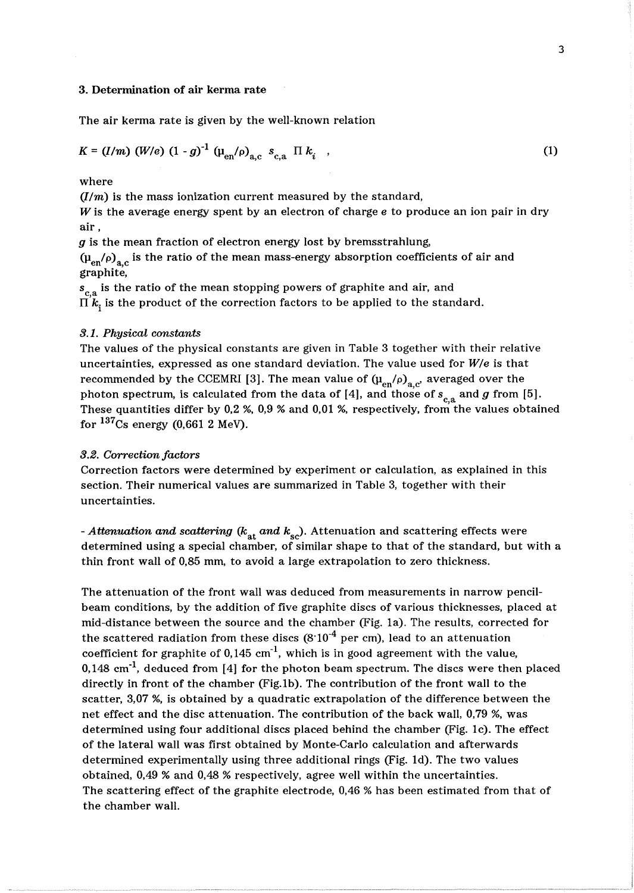## 3. Determination of air kerma rate

The air kerma rate is given by the well-known relation

$$K = (I/m)\ (W/e)\ (1 - g)^{-1}\ (\mu_{en}/\rho)_{a,c}\ s_{c,a}\ \Pi\, k_i \quad , \tag{1}$$

where

$(I/m)$ is the mass ionization current measured by the standard,
$W$ is the average energy spent by an electron of charge $e$ to produce an ion pair in dry air ,
$g$ is the mean fraction of electron energy lost by bremsstrahlung,
$(\mu_{en}/\rho)_{a,c}$ is the ratio of the mean mass-energy absorption coefficients of air and graphite,
$s_{c,a}$ is the ratio of the mean stopping powers of graphite and air, and
$\Pi\, k_i$ is the product of the correction factors to be applied to the standard.

### *3.1. Physical constants*

The values of the physical constants are given in Table 3 together with their relative uncertainties, expressed as one standard deviation. The value used for $W/e$ is that recommended by the CCEMRI [3]. The mean value of $(\mu_{en}/\rho)_{a,c}$, averaged over the photon spectrum, is calculated from the data of [4], and those of $s_{c,a}$ and $g$ from [5]. These quantities differ by 0,2 %, 0,9 % and 0,01 %, respectively, from the values obtained for $^{137}Cs$ energy (0,661 2 MeV).

### *3.2. Correction factors*

Correction factors were determined by experiment or calculation, as explained in this section. Their numerical values are summarized in Table 3, together with their uncertainties.

- ***Attenuation and scattering** ($k_{at}$ and $k_{sc}$).* Attenuation and scattering effects were determined using a special chamber, of similar shape to that of the standard, but with a thin front wall of 0,85 mm, to avoid a large extrapolation to zero thickness.

The attenuation of the front wall was deduced from measurements in narrow pencil-beam conditions, by the addition of five graphite discs of various thicknesses, placed at mid-distance between the source and the chamber (Fig. 1a). The results, corrected for the scattered radiation from these discs ($8 \cdot 10^{-4}$ per cm), lead to an attenuation coefficient for graphite of 0,145 $cm^{-1}$, which is in good agreement with the value, 0,148 $cm^{-1}$, deduced from [4] for the photon beam spectrum. The discs were then placed directly in front of the chamber (Fig.1b). The contribution of the front wall to the scatter, 3,07 %, is obtained by a quadratic extrapolation of the difference between the net effect and the disc attenuation. The contribution of the back wall, 0,79 %, was determined using four additional discs placed behind the chamber (Fig. 1c). The effect of the lateral wall was first obtained by Monte-Carlo calculation and afterwards determined experimentally using three additional rings (Fig. 1d). The two values obtained, 0,49 % and 0,48 % respectively, agree well within the uncertainties.
The scattering effect of the graphite electrode, 0,46 % has been estimated from that of the chamber wall.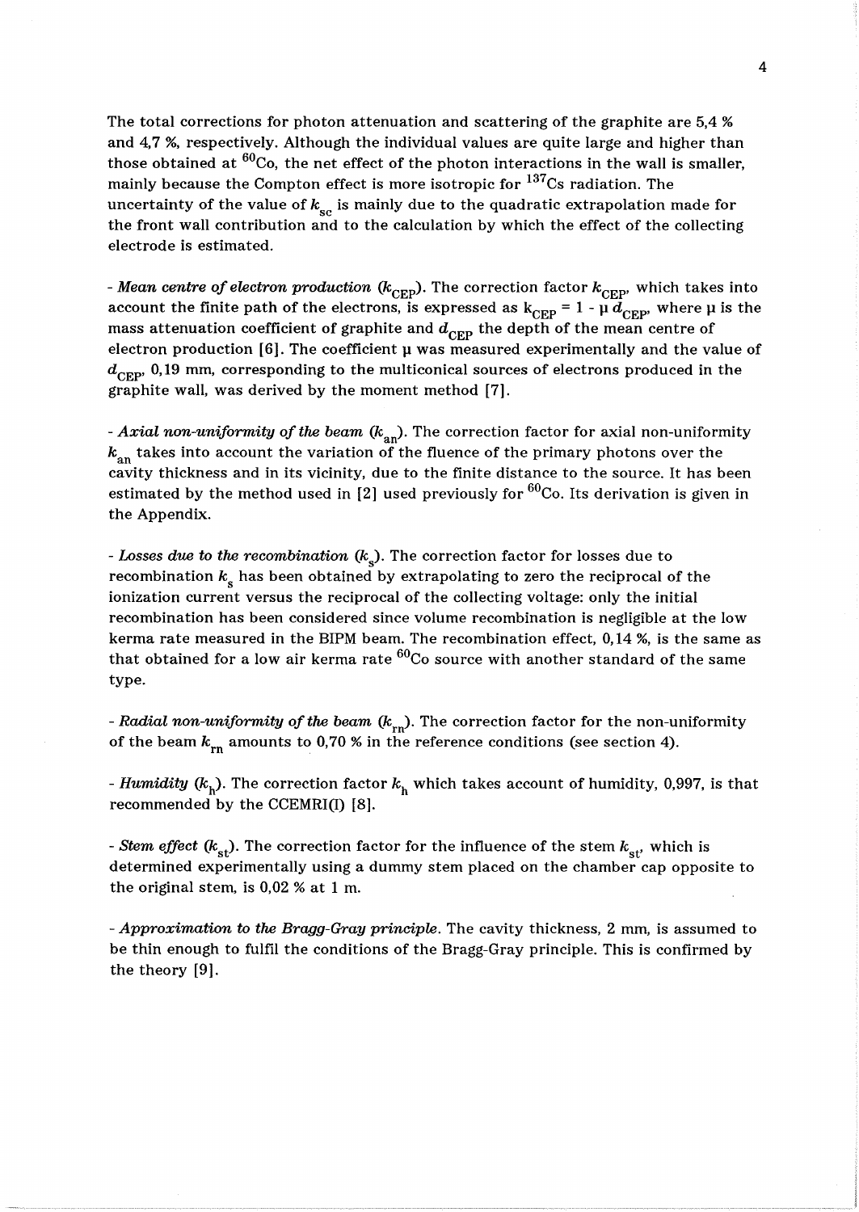The total corrections for photon attenuation and scattering of the graphite are 5,4 % and 4,7 %, respectively. Although the individual values are quite large and higher than those obtained at $^{60}$Co, the net effect of the photon interactions in the wall is smaller, mainly because the Compton effect is more isotropic for $^{137}$Cs radiation. The uncertainty of the value of $k_{sc}$ is mainly due to the quadratic extrapolation made for the front wall contribution and to the calculation by which the effect of the collecting electrode is estimated.

- *Mean centre of electron production* ($k_{CEP}$). The correction factor $k_{CEP}$, which takes into account the finite path of the electrons, is expressed as $k_{CEP} = 1 - \mu \, d_{CEP}$, where $\mu$ is the mass attenuation coefficient of graphite and $d_{CEP}$ the depth of the mean centre of electron production [6]. The coefficient $\mu$ was measured experimentally and the value of $d_{CEP}$, 0,19 mm, corresponding to the multiconical sources of electrons produced in the graphite wall, was derived by the moment method [7].

- *Axial non-uniformity of the beam* ($k_{an}$). The correction factor for axial non-uniformity $k_{an}$ takes into account the variation of the fluence of the primary photons over the cavity thickness and in its vicinity, due to the finite distance to the source. It has been estimated by the method used in [2] used previously for $^{60}$Co. Its derivation is given in the Appendix.

- *Losses due to the recombination* ($k_s$). The correction factor for losses due to recombination $k_s$ has been obtained by extrapolating to zero the reciprocal of the ionization current versus the reciprocal of the collecting voltage: only the initial recombination has been considered since volume recombination is negligible at the low kerma rate measured in the BIPM beam. The recombination effect, 0,14 %, is the same as that obtained for a low air kerma rate $^{60}$Co source with another standard of the same type.

- *Radial non-uniformity of the beam* ($k_{rn}$). The correction factor for the non-uniformity of the beam $k_{rn}$ amounts to 0,70 % in the reference conditions (see section 4).

- *Humidity* ($k_h$). The correction factor $k_h$ which takes account of humidity, 0,997, is that recommended by the CCEMRI(I) [8].

- *Stem effect* ($k_{st}$). The correction factor for the influence of the stem $k_{st}$, which is determined experimentally using a dummy stem placed on the chamber cap opposite to the original stem, is 0,02 % at 1 m.

- *Approximation to the Bragg-Gray principle*. The cavity thickness, 2 mm, is assumed to be thin enough to fulfil the conditions of the Bragg-Gray principle. This is confirmed by the theory [9].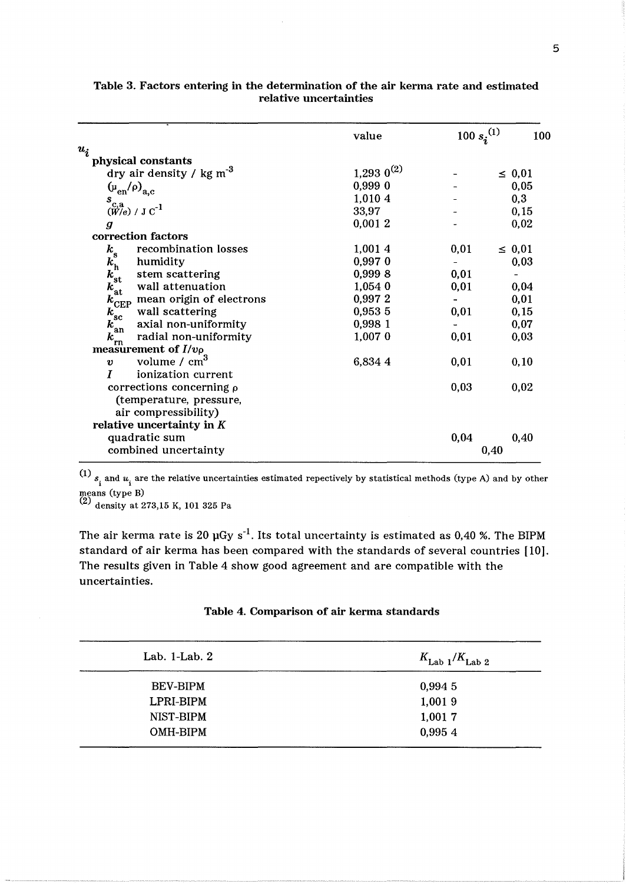**Table 3. Factors entering in the determination of the air kerma rate and estimated relative uncertainties**

| | value | $100\, s_i$[1] | $100\, u_i$ |
|---|---|---|---|
| **physical constants** | | | |
| dry air density / kg m$^{-3}$ | 1,293 0[2] | - | ≤ 0,01 |
| $(\mu_{en}/\rho)_{a,c}$ | 0,999 0 | - | 0,05 |
| $s_{c,a}$ | 1,010 4 | - | 0,3 |
| $(\bar{W}/e)$ / J C$^{-1}$ | 33,97 | - | 0,15 |
| $\bar{g}$ | 0,001 2 | - | 0,02 |
| **correction factors** | | | |
| $k_s$ recombination losses | 1,001 4 | 0,01 | ≤ 0,01 |
| $k_h$ humidity | 0,997 0 | - | 0,03 |
| $k_{st}$ stem scattering | 0,999 8 | 0,01 | - |
| $k_{at}$ wall attenuation | 1,054 0 | 0,01 | 0,04 |
| $k_{CEP}$ mean origin of electrons | 0,997 2 | - | 0,01 |
| $k_{sc}$ wall scattering | 0,953 5 | 0,01 | 0,15 |
| $k_{an}$ axial non-uniformity | 0,998 1 | - | 0,07 |
| $k_{rn}$ radial non-uniformity | 1,007 0 | 0,01 | 0,03 |
| **measurement of $I/v\rho$** | | | |
| $v$ volume / cm$^3$ | 6,834 4 | 0,01 | 0,10 |
| $I$ ionization current | | | |
| corrections concerning $\rho$ (temperature, pressure, air compressibility) | | 0,03 | 0,02 |
| **relative uncertainty in $K$** | | | |
| quadratic sum | | 0,04 | 0,40 |
| combined uncertainty | | 0,40 | |

[1] $s_i$ and $u_i$ are the relative uncertainties estimated repectively by statistical methods (type A) and by other means (type B)
[2] density at 273,15 K, 101 325 Pa

The air kerma rate is 20 µGy s$^{-1}$. Its total uncertainty is estimated as 0,40 %. The BIPM standard of air kerma has been compared with the standards of several countries [10]. The results given in Table 4 show good agreement and are compatible with the uncertainties.

**Table 4. Comparison of air kerma standards**

| Lab. 1-Lab. 2 | $K_{Lab\ 1}/K_{Lab\ 2}$ |
|---|---|
| BEV-BIPM | 0,994 5 |
| LPRI-BIPM | 1,001 9 |
| NIST-BIPM | 1,001 7 |
| OMH-BIPM | 0,995 4 |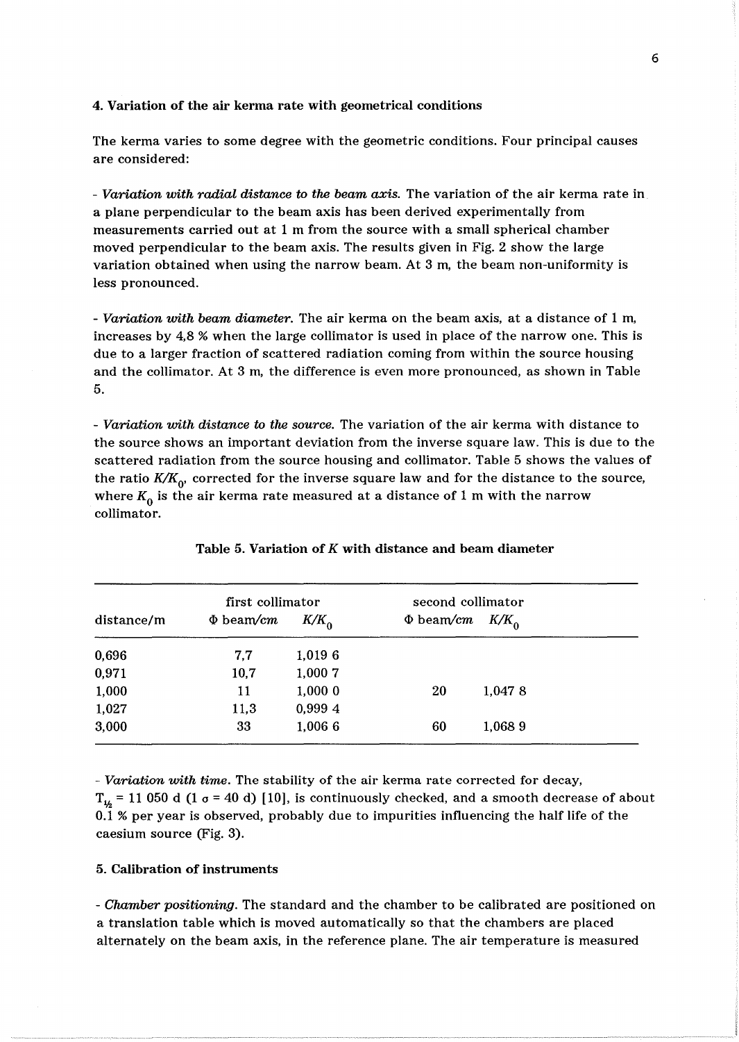## 4. Variation of the air kerma rate with geometrical conditions

The kerma varies to some degree with the geometric conditions. Four principal causes are considered:

- *Variation with radial distance to the beam axis.* The variation of the air kerma rate in a plane perpendicular to the beam axis has been derived experimentally from measurements carried out at 1 m from the source with a small spherical chamber moved perpendicular to the beam axis. The results given in Fig. 2 show the large variation obtained when using the narrow beam. At 3 m, the beam non-uniformity is less pronounced.

- *Variation with beam diameter.* The air kerma on the beam axis, at a distance of 1 m, increases by 4,8 % when the large collimator is used in place of the narrow one. This is due to a larger fraction of scattered radiation coming from within the source housing and the collimator. At 3 m, the difference is even more pronounced, as shown in Table 5.

- *Variation with distance to the source.* The variation of the air kerma with distance to the source shows an important deviation from the inverse square law. This is due to the scattered radiation from the source housing and collimator. Table 5 shows the values of the ratio $K/K_0$, corrected for the inverse square law and for the distance to the source, where $K_0$ is the air kerma rate measured at a distance of 1 m with the narrow collimator.

**Table 5. Variation of $K$ with distance and beam diameter**

| distance/m | first collimator | | second collimator | |
|---|---|---|---|---|
| | $\Phi$ beam/cm | $K/K_0$ | $\Phi$ beam/cm | $K/K_0$ |
| 0,696 | 7,7 | 1,019 6 | | |
| 0,971 | 10,7 | 1,000 7 | | |
| 1,000 | 11 | 1,000 0 | 20 | 1,047 8 |
| 1,027 | 11,3 | 0,999 4 | | |
| 3,000 | 33 | 1,006 6 | 60 | 1,068 9 |

- *Variation with time.* The stability of the air kerma rate corrected for decay, $T_{½}$ = 11 050 d (1 $\sigma$ = 40 d) [10], is continuously checked, and a smooth decrease of about 0.1 % per year is observed, probably due to impurities influencing the half life of the caesium source (Fig. 3).

## 5. Calibration of instruments

- *Chamber positioning.* The standard and the chamber to be calibrated are positioned on a translation table which is moved automatically so that the chambers are placed alternately on the beam axis, in the reference plane. The air temperature is measured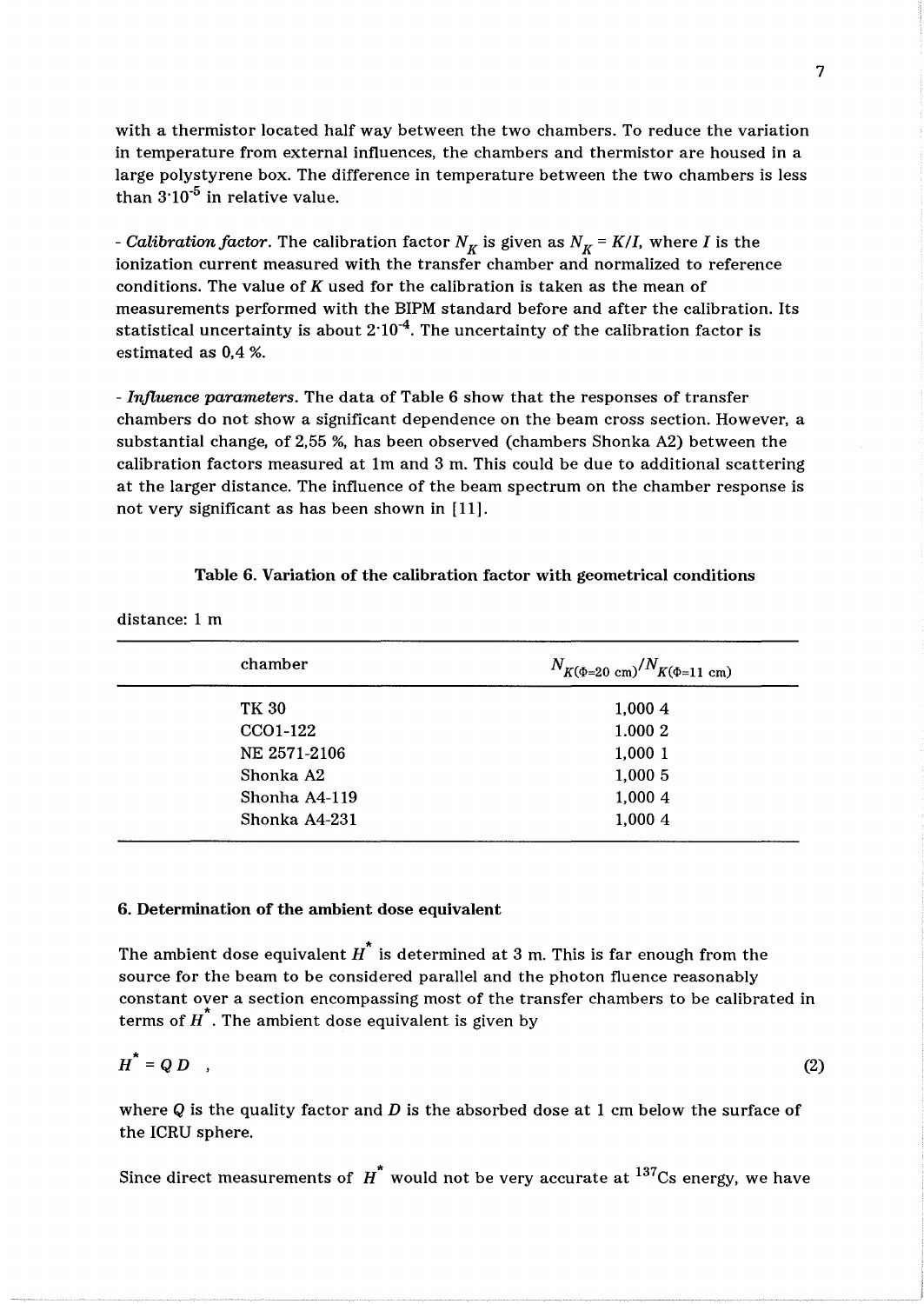with a thermistor located half way between the two chambers. To reduce the variation in temperature from external influences, the chambers and thermistor are housed in a large polystyrene box. The difference in temperature between the two chambers is less than $3 \cdot 10^{-5}$ in relative value.

- *Calibration factor*. The calibration factor $N_K$ is given as $N_K = K/I$, where $I$ is the ionization current measured with the transfer chamber and normalized to reference conditions. The value of $K$ used for the calibration is taken as the mean of measurements performed with the BIPM standard before and after the calibration. Its statistical uncertainty is about $2 \cdot 10^{-4}$. The uncertainty of the calibration factor is estimated as 0,4 %.

- *Influence parameters*. The data of Table 6 show that the responses of transfer chambers do not show a significant dependence on the beam cross section. However, a substantial change, of 2,55 %, has been observed (chambers Shonka A2) between the calibration factors measured at 1m and 3 m. This could be due to additional scattering at the larger distance. The influence of the beam spectrum on the chamber response is not very significant as has been shown in [11].

**Table 6. Variation of the calibration factor with geometrical conditions**

distance: 1 m

| chamber | $N_{K(\Phi=20\text{ cm})}/N_{K(\Phi=11\text{ cm})}$ |
|---|---|
| TK 30 | 1,000 4 |
| CCO1-122 | 1.000 2 |
| NE 2571-2106 | 1,000 1 |
| Shonka A2 | 1,000 5 |
| Shonha A4-119 | 1,000 4 |
| Shonka A4-231 | 1,000 4 |

### 6. Determination of the ambient dose equivalent

The ambient dose equivalent $H^*$ is determined at 3 m. This is far enough from the source for the beam to be considered parallel and the photon fluence reasonably constant over a section encompassing most of the transfer chambers to be calibrated in terms of $H^*$. The ambient dose equivalent is given by

$$H^* = Q\,D \quad , \tag{2}$$

where $Q$ is the quality factor and $D$ is the absorbed dose at 1 cm below the surface of the ICRU sphere.

Since direct measurements of $H^*$ would not be very accurate at $^{137}$Cs energy, we have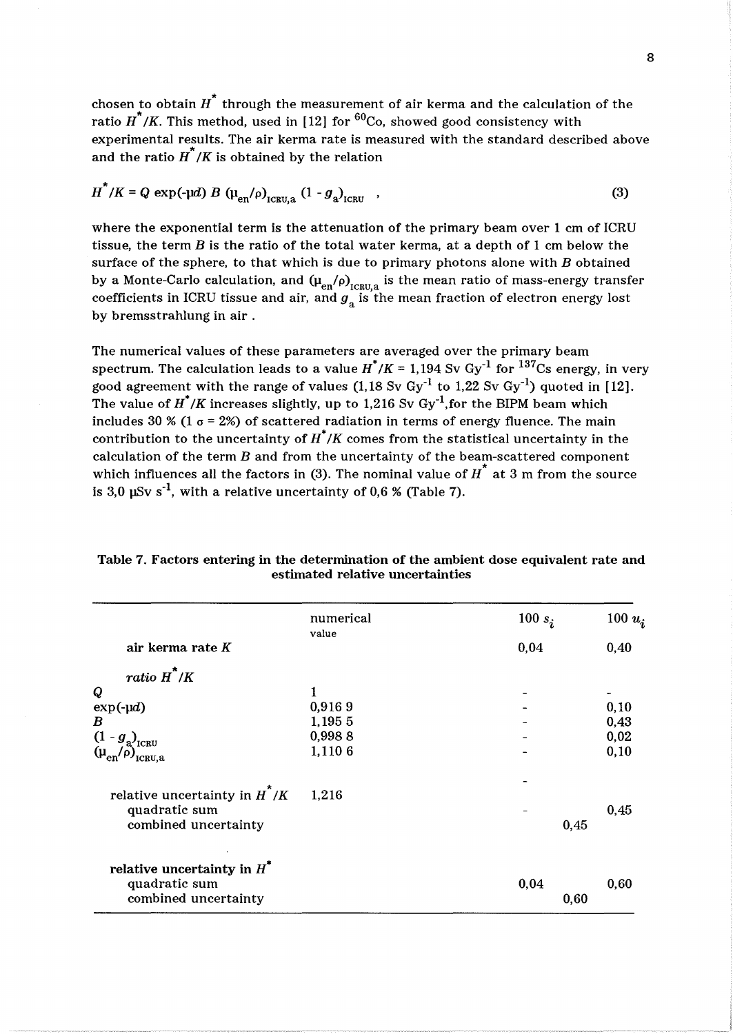chosen to obtain $H^*$ through the measurement of air kerma and the calculation of the ratio $H^*/K$. This method, used in [12] for $^{60}$Co, showed good consistency with experimental results. The air kerma rate is measured with the standard described above and the ratio $H^*/K$ is obtained by the relation

$$H^*/K = Q \exp(-\mu d)\, B\, (\mu_{en}/\rho)_{ICRU,a}\, (1 - g_a)_{ICRU} \quad , \tag{3}$$

where the exponential term is the attenuation of the primary beam over 1 cm of ICRU tissue, the term $B$ is the ratio of the total water kerma, at a depth of 1 cm below the surface of the sphere, to that which is due to primary photons alone with $B$ obtained by a Monte-Carlo calculation, and $(\mu_{en}/\rho)_{ICRU,a}$ is the mean ratio of mass-energy transfer coefficients in ICRU tissue and air, and $g_a$ is the mean fraction of electron energy lost by bremsstrahlung in air .

The numerical values of these parameters are averaged over the primary beam spectrum. The calculation leads to a value $H^*/K$ = 1,194 Sv Gy$^{-1}$ for $^{137}$Cs energy, in very good agreement with the range of values (1,18 Sv Gy$^{-1}$ to 1,22 Sv Gy$^{-1}$) quoted in [12]. The value of $H^*/K$ increases slightly, up to 1,216 Sv Gy$^{-1}$,for the BIPM beam which includes 30 % (1 $\sigma$ = 2%) of scattered radiation in terms of energy fluence. The main contribution to the uncertainty of $H^*/K$ comes from the statistical uncertainty in the calculation of the term $B$ and from the uncertainty of the beam-scattered component which influences all the factors in (3). The nominal value of $H^*$ at 3 m from the source is 3,0 μSv s$^{-1}$, with a relative uncertainty of 0,6 % (Table 7).

**Table 7. Factors entering in the determination of the ambient dose equivalent rate and estimated relative uncertainties**

| | numerical value | $100\, s_i$ | $100\, u_i$ |
|---|---|---|---|
| **air kerma rate $K$** | | 0,04 | 0,40 |
| *ratio $H^*/K$* | | | |
| $Q$ | 1 | - | - |
| $\exp(-\mu d)$ | 0,916 9 | - | 0,10 |
| $B$ | 1,195 5 | - | 0,43 |
| $(1 - g_a)_{ICRU}$ | 0,998 8 | - | 0,02 |
| $(\mu_{en}/\rho)_{ICRU,a}$ | 1,110 6 | - | 0,10 |
| relative uncertainty in $H^*/K$ | 1,216 | - | |
| quadratic sum | | - | 0,45 |
| combined uncertainty | | 0,45 | |
| **relative uncertainty in $H^*$** | | | |
| quadratic sum | | 0,04 | 0,60 |
| combined uncertainty | | 0,60 | |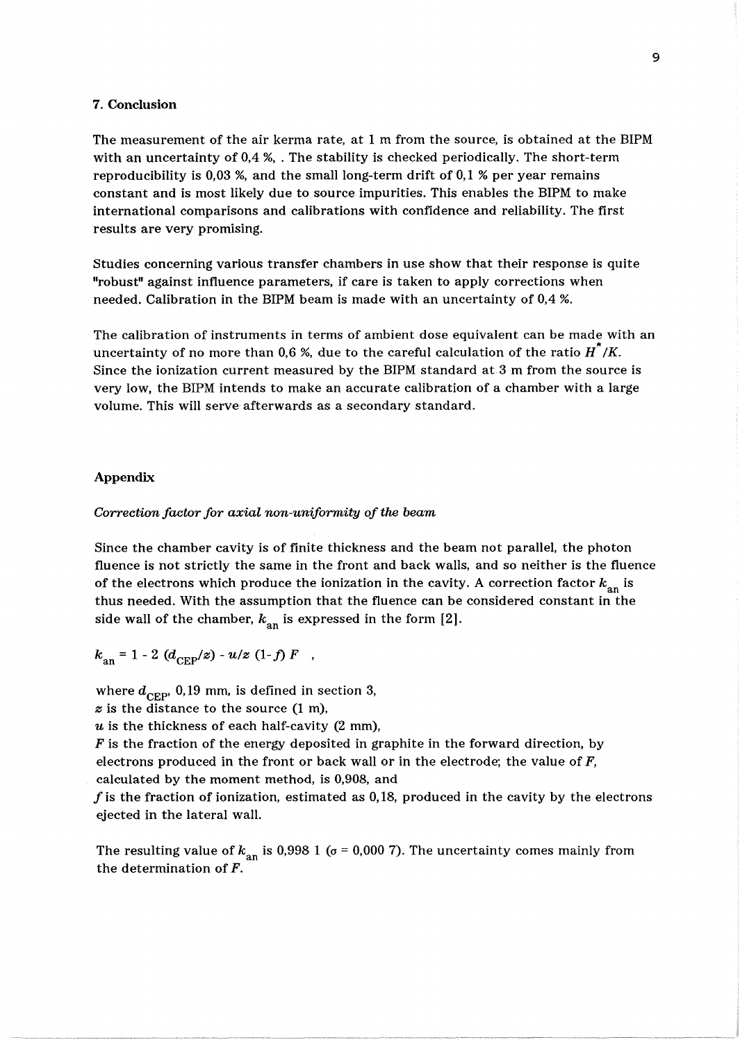## 7. Conclusion

The measurement of the air kerma rate, at 1 m from the source, is obtained at the BIPM with an uncertainty of 0,4 %, . The stability is checked periodically. The short-term reproducibility is 0,03 %, and the small long-term drift of 0,1 % per year remains constant and is most likely due to source impurities. This enables the BIPM to make international comparisons and calibrations with confidence and reliability. The first results are very promising.

Studies concerning various transfer chambers in use show that their response is quite "robust" against influence parameters, if care is taken to apply corrections when needed. Calibration in the BIPM beam is made with an uncertainty of 0,4 %.

The calibration of instruments in terms of ambient dose equivalent can be made with an uncertainty of no more than 0,6 %, due to the careful calculation of the ratio $H^*/K$. Since the ionization current measured by the BIPM standard at 3 m from the source is very low, the BIPM intends to make an accurate calibration of a chamber with a large volume. This will serve afterwards as a secondary standard.

## Appendix

*Correction factor for axial non-uniformity of the beam*

Since the chamber cavity is of finite thickness and the beam not parallel, the photon fluence is not strictly the same in the front and back walls, and so neither is the fluence of the electrons which produce the ionization in the cavity. A correction factor $k_{an}$ is thus needed. With the assumption that the fluence can be considered constant in the side wall of the chamber, $k_{an}$ is expressed in the form [2].

$$k_{an} = 1 - 2\,(d_{CEP}/z) - u/z\,(1-f)\,F \quad ,$$

where $d_{CEP}$, 0,19 mm, is defined in section 3,
$z$ is the distance to the source (1 m),
$u$ is the thickness of each half-cavity (2 mm),
$F$ is the fraction of the energy deposited in graphite in the forward direction, by electrons produced in the front or back wall or in the electrode; the value of $F$, calculated by the moment method, is 0,908, and
$f$ is the fraction of ionization, estimated as 0,18, produced in the cavity by the electrons ejected in the lateral wall.

The resulting value of $k_{an}$ is 0,998 1 ($\sigma$ = 0,000 7). The uncertainty comes mainly from the determination of $F$.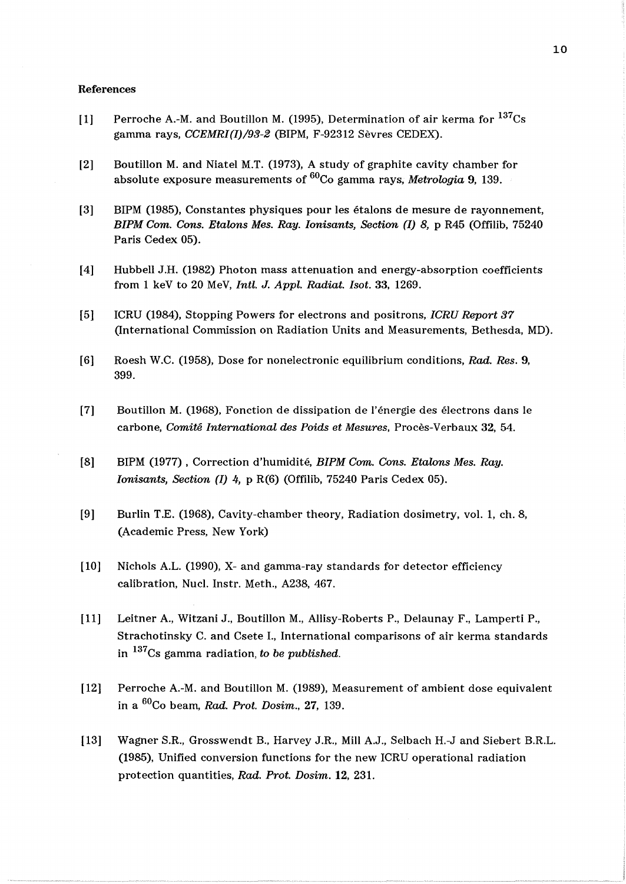**References**

[1] Perroche A.-M. and Boutillon M. (1995), Determination of air kerma for $^{137}$Cs gamma rays, *CCEMRI(I)/93-2* (BIPM, F-92312 Sèvres CEDEX).

[2] Boutillon M. and Niatel M.T. (1973), A study of graphite cavity chamber for absolute exposure measurements of $^{60}$Co gamma rays, *Metrologia* **9**, 139.

[3] BIPM (1985), Constantes physiques pour les étalons de mesure de rayonnement, *BIPM Com. Cons. Etalons Mes. Ray. Ionisants, Section (I) 8,* p R45 (Offilib, 75240 Paris Cedex 05).

[4] Hubbell J.H. (1982) Photon mass attenuation and energy-absorption coefficients from 1 keV to 20 MeV, *Intl. J. Appl. Radiat. Isot.* **33**, 1269.

[5] ICRU (1984), Stopping Powers for electrons and positrons, *ICRU Report 37* (International Commission on Radiation Units and Measurements, Bethesda, MD).

[6] Roesh W.C. (1958), Dose for nonelectronic equilibrium conditions, *Rad. Res.* **9**, 399.

[7] Boutillon M. (1968), Fonction de dissipation de l'énergie des électrons dans le carbone, *Comité International des Poids et Mesures*, Procès-Verbaux **32**, 54.

[8] BIPM (1977) , Correction d'humidité, *BIPM Com. Cons. Etalons Mes. Ray. Ionisants, Section (I) 4,* p R(6) (Offilib, 75240 Paris Cedex 05).

[9] Burlin T.E. (1968), Cavity-chamber theory, Radiation dosimetry, vol. 1, ch. 8, (Academic Press, New York)

[10] Nichols A.L. (1990), X- and gamma-ray standards for detector efficiency calibration, Nucl. Instr. Meth., A238, 467.

[11] Leitner A., Witzani J., Boutillon M., Allisy-Roberts P., Delaunay F., Lamperti P., Strachotinsky C. and Csete I., International comparisons of air kerma standards in $^{137}$Cs gamma radiation, *to be published.*

[12] Perroche A.-M. and Boutillon M. (1989), Measurement of ambient dose equivalent in a $^{60}$Co beam, *Rad. Prot. Dosim.*, **27**, 139.

[13] Wagner S.R., Grosswendt B., Harvey J.R., Mill A.J., Selbach H.-J and Siebert B.R.L. (1985), Unified conversion functions for the new ICRU operational radiation protection quantities, *Rad. Prot. Dosim.* **12**, 231.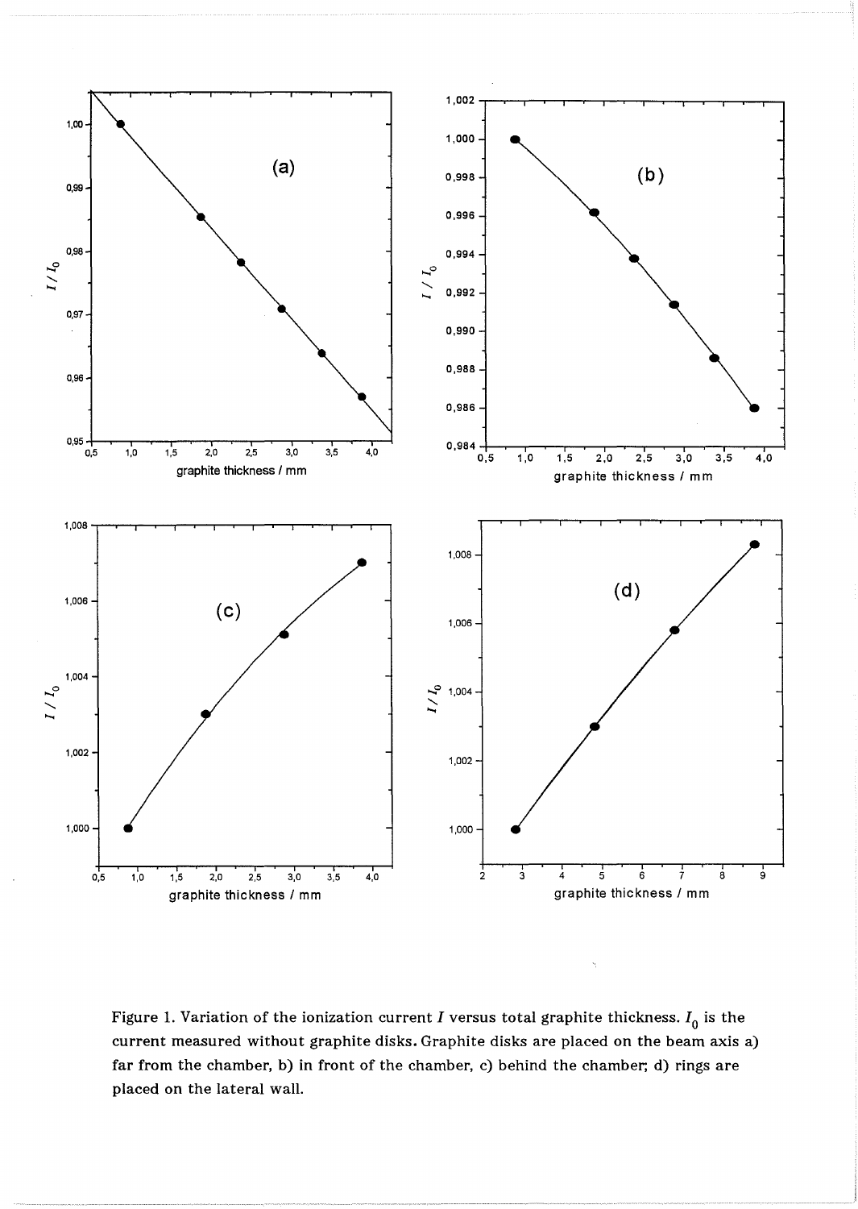Figure 1. Variation of the ionization current $I$ versus total graphite thickness. $I_0$ is the current measured without graphite disks. Graphite disks are placed on the beam axis a) far from the chamber, b) in front of the chamber, c) behind the chamber; d) rings are placed on the lateral wall.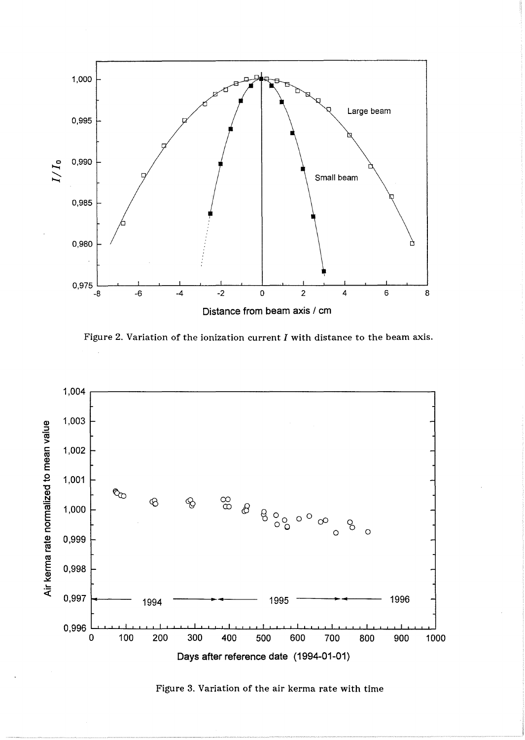1,000

0,995

0,990

0,985

0,980

0,975

$I/I_0$

-8 -6 -4 -2 0 2 4 6 8

Distance from beam axis / cm

Large beam

Small beam

Figure 2. Variation of the ionization current $I$ with distance to the beam axis.

1,004

1,003

1,002

1,001

1,000

0,999

0,998

0,997

0,996

Air kerma rate normalized to mean value

1994

1995

1996

0 100 200 300 400 500 600 700 800 900 1000

Days after reference date (1994-01-01)

Figure 3. Variation of the air kerma rate with time